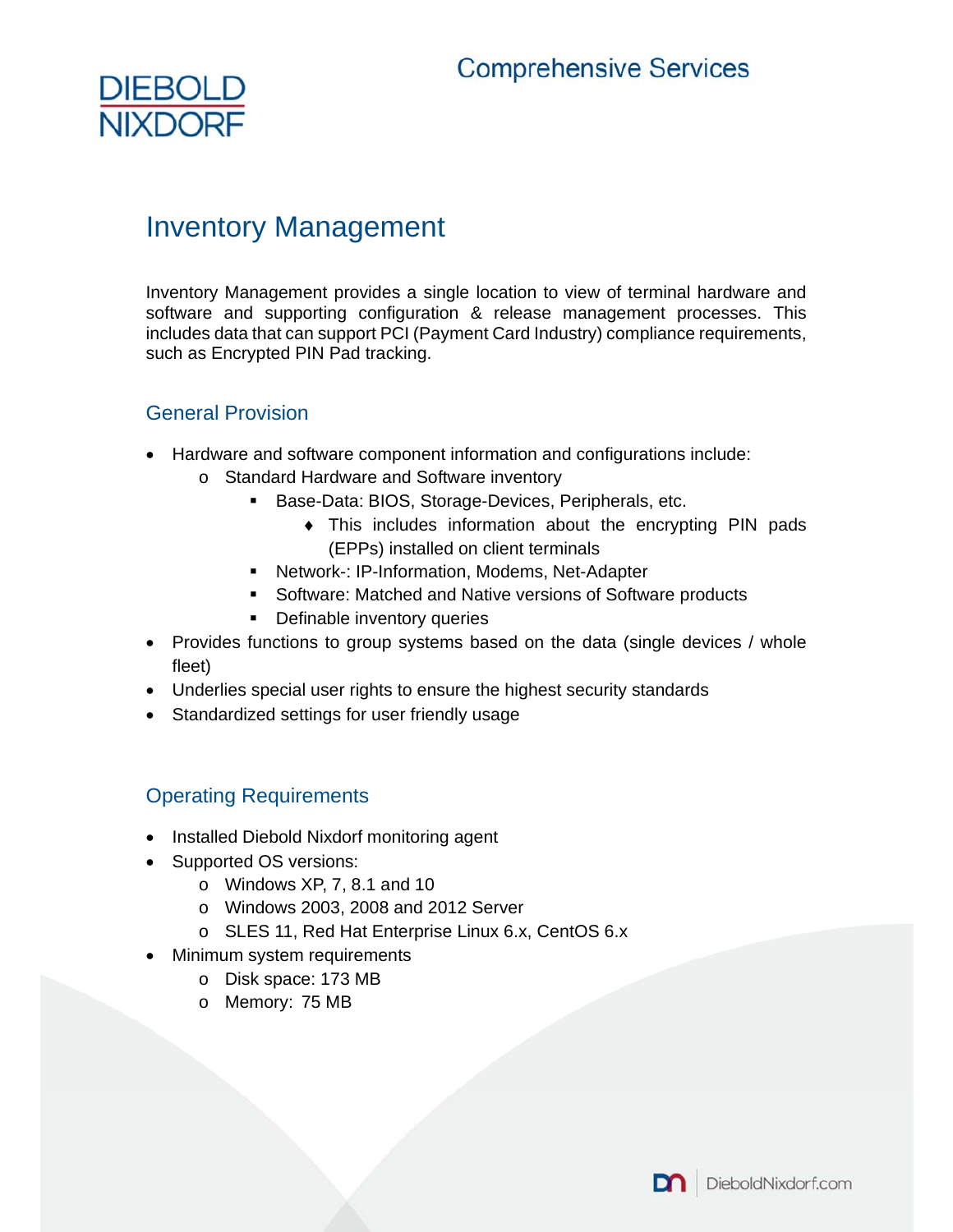# Inventory Management

Inventory Management provides a single location to view of terminal hardware and software and supporting configuration & release management processes. This includes data that can support PCI (Payment Card Industry) compliance requirements, such as Encrypted PIN Pad tracking.

## General Provision

- Hardware and software component information and configurations include:
  - Standard Hardware and Software inventory
    - Base-Data: BIOS, Storage-Devices, Peripherals, etc.
      - This includes information about the encrypting PIN pads (EPPs) installed on client terminals
    - Network-: IP-Information, Modems, Net-Adapter
    - Software: Matched and Native versions of Software products
    - Definable inventory queries
- Provides functions to group systems based on the data (single devices / whole fleet)
- Underlies special user rights to ensure the highest security standards
- Standardized settings for user friendly usage

## Operating Requirements

- Installed Diebold Nixdorf monitoring agent
- Supported OS versions:
  - Windows XP, 7, 8.1 and 10
  - Windows 2003, 2008 and 2012 Server
  - SLES 11, Red Hat Enterprise Linux 6.x, CentOS 6.x
- Minimum system requirements
  - Disk space: 173 MB
  - Memory: 75 MB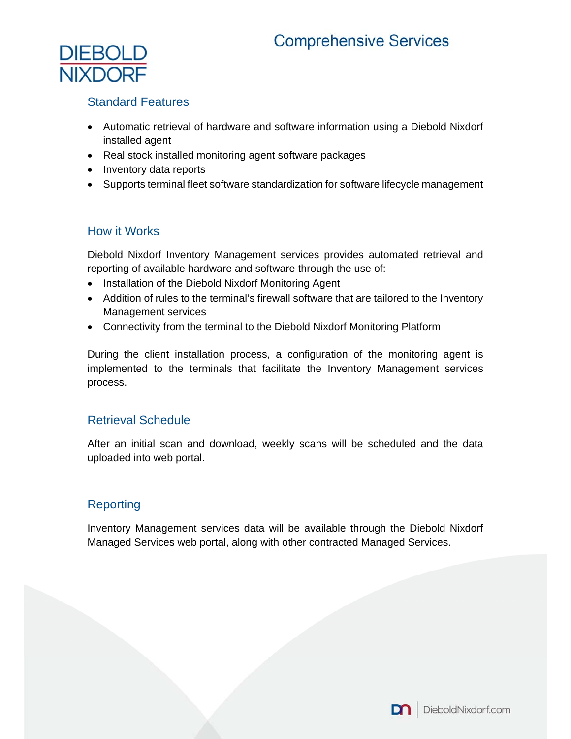## Standard Features

- Automatic retrieval of hardware and software information using a Diebold Nixdorf installed agent
- Real stock installed monitoring agent software packages
- Inventory data reports
- Supports terminal fleet software standardization for software lifecycle management

## How it Works

Diebold Nixdorf Inventory Management services provides automated retrieval and reporting of available hardware and software through the use of:

- Installation of the Diebold Nixdorf Monitoring Agent
- Addition of rules to the terminal's firewall software that are tailored to the Inventory Management services
- Connectivity from the terminal to the Diebold Nixdorf Monitoring Platform

During the client installation process, a configuration of the monitoring agent is implemented to the terminals that facilitate the Inventory Management services process.

## Retrieval Schedule

After an initial scan and download, weekly scans will be scheduled and the data uploaded into web portal.

## Reporting

Inventory Management services data will be available through the Diebold Nixdorf Managed Services web portal, along with other contracted Managed Services.